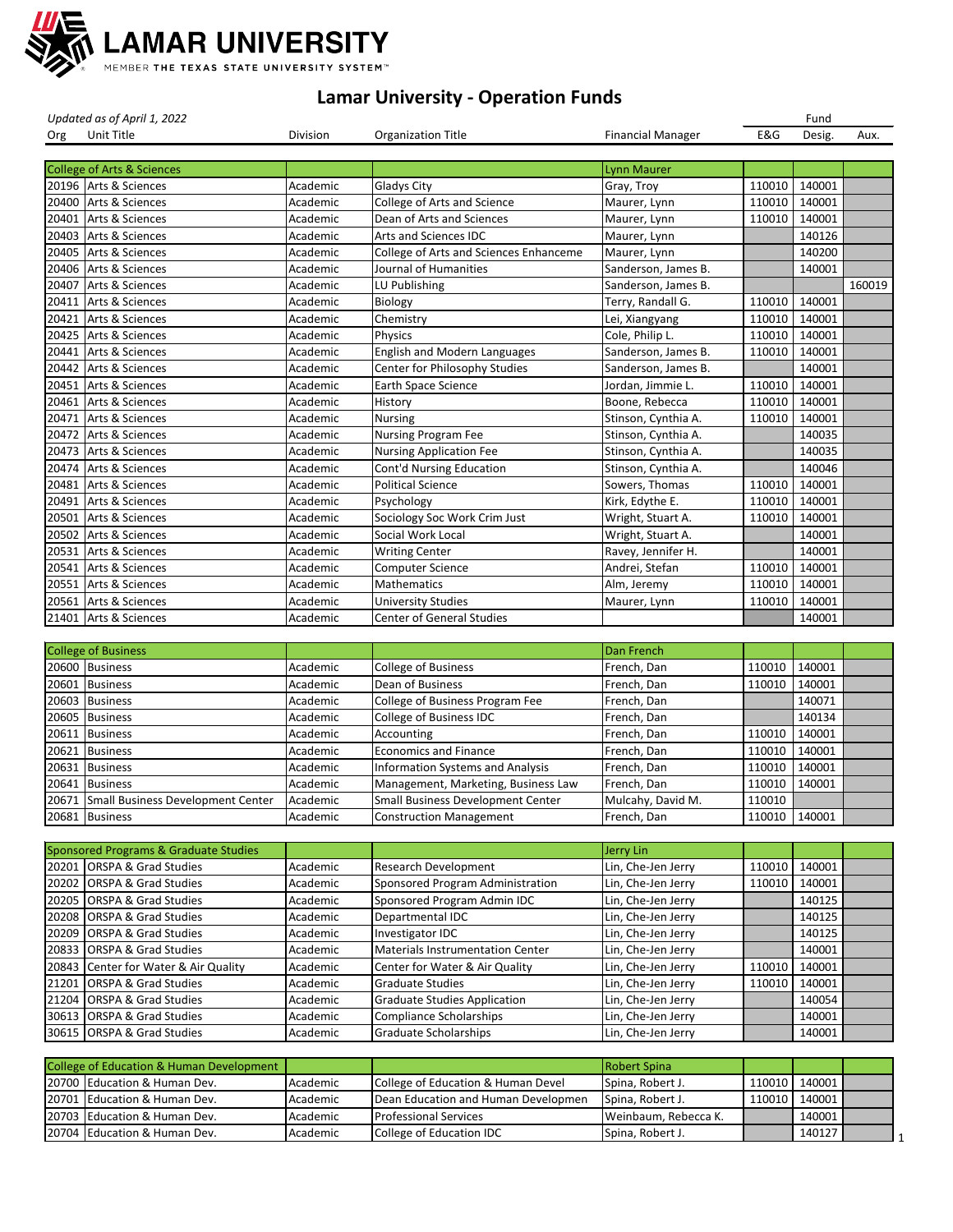# Lamar University - Operation Funds

*Updated as of April 1, 2022*

| Org | Unit Title | Division | Organization Title | Financial Manager | Fund E&G | Fund Desig. | Fund Aux. |
|---|---|---|---|---|---|---|---|
| | College of Arts & Sciences | | | Lynn Maurer | | | |
| 20196 | Arts & Sciences | Academic | Gladys City | Gray, Troy | 110010 | 140001 | |
| 20400 | Arts & Sciences | Academic | College of Arts and Science | Maurer, Lynn | 110010 | 140001 | |
| 20401 | Arts & Sciences | Academic | Dean of Arts and Sciences | Maurer, Lynn | 110010 | 140001 | |
| 20403 | Arts & Sciences | Academic | Arts and Sciences IDC | Maurer, Lynn | | 140126 | |
| 20405 | Arts & Sciences | Academic | College of Arts and Sciences Enhanceme | Maurer, Lynn | | 140200 | |
| 20406 | Arts & Sciences | Academic | Journal of Humanities | Sanderson, James B. | | 140001 | |
| 20407 | Arts & Sciences | Academic | LU Publishing | Sanderson, James B. | | | 160019 |
| 20411 | Arts & Sciences | Academic | Biology | Terry, Randall G. | 110010 | 140001 | |
| 20421 | Arts & Sciences | Academic | Chemistry | Lei, Xiangyang | 110010 | 140001 | |
| 20425 | Arts & Sciences | Academic | Physics | Cole, Philip L. | 110010 | 140001 | |
| 20441 | Arts & Sciences | Academic | English and Modern Languages | Sanderson, James B. | 110010 | 140001 | |
| 20442 | Arts & Sciences | Academic | Center for Philosophy Studies | Sanderson, James B. | | 140001 | |
| 20451 | Arts & Sciences | Academic | Earth Space Science | Jordan, Jimmie L. | 110010 | 140001 | |
| 20461 | Arts & Sciences | Academic | History | Boone, Rebecca | 110010 | 140001 | |
| 20471 | Arts & Sciences | Academic | Nursing | Stinson, Cynthia A. | 110010 | 140001 | |
| 20472 | Arts & Sciences | Academic | Nursing Program Fee | Stinson, Cynthia A. | | 140035 | |
| 20473 | Arts & Sciences | Academic | Nursing Application Fee | Stinson, Cynthia A. | | 140035 | |
| 20474 | Arts & Sciences | Academic | Cont'd Nursing Education | Stinson, Cynthia A. | | 140046 | |
| 20481 | Arts & Sciences | Academic | Political Science | Sowers, Thomas | 110010 | 140001 | |
| 20491 | Arts & Sciences | Academic | Psychology | Kirk, Edythe E. | 110010 | 140001 | |
| 20501 | Arts & Sciences | Academic | Sociology Soc Work Crim Just | Wright, Stuart A. | 110010 | 140001 | |
| 20502 | Arts & Sciences | Academic | Social Work Local | Wright, Stuart A. | | 140001 | |
| 20531 | Arts & Sciences | Academic | Writing Center | Ravey, Jennifer H. | | 140001 | |
| 20541 | Arts & Sciences | Academic | Computer Science | Andrei, Stefan | 110010 | 140001 | |
| 20551 | Arts & Sciences | Academic | Mathematics | Alm, Jeremy | 110010 | 140001 | |
| 20561 | Arts & Sciences | Academic | University Studies | Maurer, Lynn | 110010 | 140001 | |
| 21401 | Arts & Sciences | Academic | Center of General Studies | | | 140001 | |
| | College of Business | | | Dan French | | | |
| 20600 | Business | Academic | College of Business | French, Dan | 110010 | 140001 | |
| 20601 | Business | Academic | Dean of Business | French, Dan | 110010 | 140001 | |
| 20603 | Business | Academic | College of Business Program Fee | French, Dan | | 140071 | |
| 20605 | Business | Academic | College of Business IDC | French, Dan | | 140134 | |
| 20611 | Business | Academic | Accounting | French, Dan | 110010 | 140001 | |
| 20621 | Business | Academic | Economics and Finance | French, Dan | 110010 | 140001 | |
| 20631 | Business | Academic | Information Systems and Analysis | French, Dan | 110010 | 140001 | |
| 20641 | Business | Academic | Management, Marketing, Business Law | French, Dan | 110010 | 140001 | |
| 20671 | Small Business Development Center | Academic | Small Business Development Center | Mulcahy, David M. | 110010 | | |
| 20681 | Business | Academic | Construction Management | French, Dan | 110010 | 140001 | |
| | Sponsored Programs & Graduate Studies | | | Jerry Lin | | | |
| 20201 | ORSPA & Grad Studies | Academic | Research Development | Lin, Che-Jen Jerry | 110010 | 140001 | |
| 20202 | ORSPA & Grad Studies | Academic | Sponsored Program Administration | Lin, Che-Jen Jerry | 110010 | 140001 | |
| 20205 | ORSPA & Grad Studies | Academic | Sponsored Program Admin IDC | Lin, Che-Jen Jerry | | 140125 | |
| 20208 | ORSPA & Grad Studies | Academic | Departmental IDC | Lin, Che-Jen Jerry | | 140125 | |
| 20209 | ORSPA & Grad Studies | Academic | Investigator IDC | Lin, Che-Jen Jerry | | 140125 | |
| 20833 | ORSPA & Grad Studies | Academic | Materials Instrumentation Center | Lin, Che-Jen Jerry | | 140001 | |
| 20843 | Center for Water & Air Quality | Academic | Center for Water & Air Quality | Lin, Che-Jen Jerry | 110010 | 140001 | |
| 21201 | ORSPA & Grad Studies | Academic | Graduate Studies | Lin, Che-Jen Jerry | 110010 | 140001 | |
| 21204 | ORSPA & Grad Studies | Academic | Graduate Studies Application | Lin, Che-Jen Jerry | | 140054 | |
| 30613 | ORSPA & Grad Studies | Academic | Compliance Scholarships | Lin, Che-Jen Jerry | | 140001 | |
| 30615 | ORSPA & Grad Studies | Academic | Graduate Scholarships | Lin, Che-Jen Jerry | | 140001 | |
| | College of Education & Human Development | | | Robert Spina | | | |
| 20700 | Education & Human Dev. | Academic | College of Education & Human Devel | Spina, Robert J. | 110010 | 140001 | |
| 20701 | Education & Human Dev. | Academic | Dean Education and Human Developmen | Spina, Robert J. | 110010 | 140001 | |
| 20703 | Education & Human Dev. | Academic | Professional Services | Weinbaum, Rebecca K. | | 140001 | |
| 20704 | Education & Human Dev. | Academic | College of Education IDC | Spina, Robert J. | | 140127 | |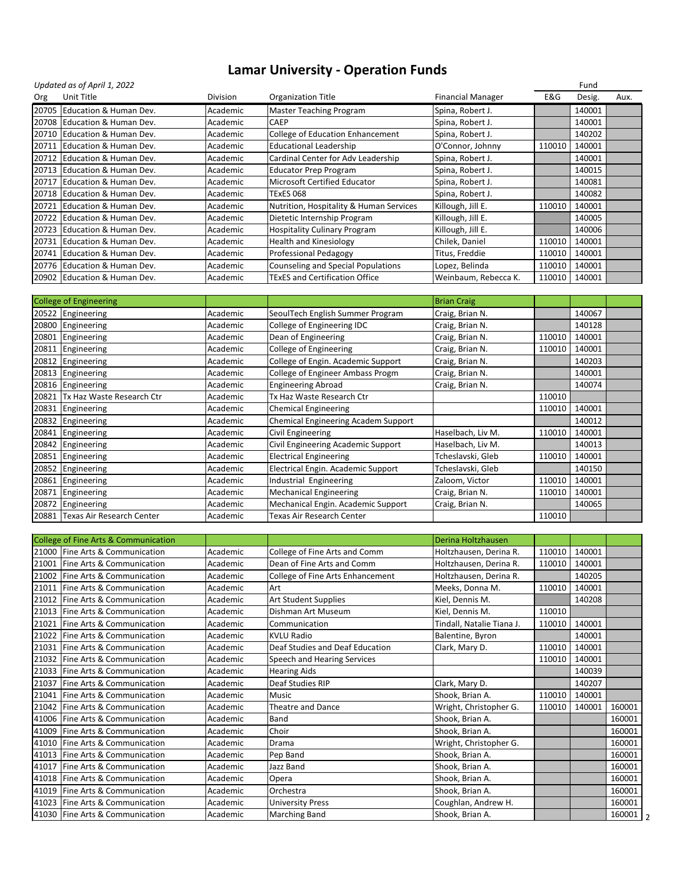# Lamar University - Operation Funds

*Updated as of April 1, 2022*

| Org | Unit Title | Division | Organization Title | Financial Manager | Fund E&G | Fund Desig. | Fund Aux. |
|---|---|---|---|---|---|---|---|
| 20705 | Education & Human Dev. | Academic | Master Teaching Program | Spina, Robert J. | | 140001 | |
| 20708 | Education & Human Dev. | Academic | CAEP | Spina, Robert J. | | 140001 | |
| 20710 | Education & Human Dev. | Academic | College of Education Enhancement | Spina, Robert J. | | 140202 | |
| 20711 | Education & Human Dev. | Academic | Educational Leadership | O'Connor, Johnny | 110010 | 140001 | |
| 20712 | Education & Human Dev. | Academic | Cardinal Center for Adv Leadership | Spina, Robert J. | | 140001 | |
| 20713 | Education & Human Dev. | Academic | Educator Prep Program | Spina, Robert J. | | 140015 | |
| 20717 | Education & Human Dev. | Academic | Microsoft Certified Educator | Spina, Robert J. | | 140081 | |
| 20718 | Education & Human Dev. | Academic | TExES 068 | Spina, Robert J. | | 140082 | |
| 20721 | Education & Human Dev. | Academic | Nutrition, Hospitality & Human Services | Killough, Jill E. | 110010 | 140001 | |
| 20722 | Education & Human Dev. | Academic | Dietetic Internship Program | Killough, Jill E. | | 140005 | |
| 20723 | Education & Human Dev. | Academic | Hospitality Culinary Program | Killough, Jill E. | | 140006 | |
| 20731 | Education & Human Dev. | Academic | Health and Kinesiology | Chilek, Daniel | 110010 | 140001 | |
| 20741 | Education & Human Dev. | Academic | Professional Pedagogy | Titus, Freddie | 110010 | 140001 | |
| 20776 | Education & Human Dev. | Academic | Counseling and Special Populations | Lopez, Belinda | 110010 | 140001 | |
| 20902 | Education & Human Dev. | Academic | TExES and Certification Office | Weinbaum, Rebecca K. | 110010 | 140001 | |
| **College of Engineering** | | | | **Brian Craig** | | | |
| 20522 | Engineering | Academic | SeoulTech English Summer Program | Craig, Brian N. | | 140067 | |
| 20800 | Engineering | Academic | College of Engineering IDC | Craig, Brian N. | | 140128 | |
| 20801 | Engineering | Academic | Dean of Engineering | Craig, Brian N. | 110010 | 140001 | |
| 20811 | Engineering | Academic | College of Engineering | Craig, Brian N. | 110010 | 140001 | |
| 20812 | Engineering | Academic | College of Engin. Academic Support | Craig, Brian N. | | 140203 | |
| 20813 | Engineering | Academic | College of Engineer Ambass Progm | Craig, Brian N. | | 140001 | |
| 20816 | Engineering | Academic | Engineering Abroad | Craig, Brian N. | | 140074 | |
| 20821 | Tx Haz Waste Research Ctr | Academic | Tx Haz Waste Research Ctr | | 110010 | | |
| 20831 | Engineering | Academic | Chemical Engineering | | 110010 | 140001 | |
| 20832 | Engineering | Academic | Chemical Engineering Academ Support | | | 140012 | |
| 20841 | Engineering | Academic | Civil Engineering | Haselbach, Liv M. | 110010 | 140001 | |
| 20842 | Engineering | Academic | Civil Engineering Academic Support | Haselbach, Liv M. | | 140013 | |
| 20851 | Engineering | Academic | Electrical Engineering | Tcheslavski, Gleb | 110010 | 140001 | |
| 20852 | Engineering | Academic | Electrical Engin. Academic Support | Tcheslavski, Gleb | | 140150 | |
| 20861 | Engineering | Academic | Industrial Engineering | Zaloom, Victor | 110010 | 140001 | |
| 20871 | Engineering | Academic | Mechanical Engineering | Craig, Brian N. | 110010 | 140001 | |
| 20872 | Engineering | Academic | Mechanical Engin. Academic Support | Craig, Brian N. | | 140065 | |
| 20881 | Texas Air Research Center | Academic | Texas Air Research Center | | 110010 | | |
| **College of Fine Arts & Communication** | | | | **Derina Holtzhausen** | | | |
| 21000 | Fine Arts & Communication | Academic | College of Fine Arts and Comm | Holtzhausen, Derina R. | 110010 | 140001 | |
| 21001 | Fine Arts & Communication | Academic | Dean of Fine Arts and Comm | Holtzhausen, Derina R. | 110010 | 140001 | |
| 21002 | Fine Arts & Communication | Academic | College of Fine Arts Enhancement | Holtzhausen, Derina R. | | 140205 | |
| 21011 | Fine Arts & Communication | Academic | Art | Meeks, Donna M. | 110010 | 140001 | |
| 21012 | Fine Arts & Communication | Academic | Art Student Supplies | Kiel, Dennis M. | | 140208 | |
| 21013 | Fine Arts & Communication | Academic | Dishman Art Museum | Kiel, Dennis M. | 110010 | | |
| 21021 | Fine Arts & Communication | Academic | Communication | Tindall, Natalie Tiana J. | 110010 | 140001 | |
| 21022 | Fine Arts & Communication | Academic | KVLU Radio | Balentine, Byron | | 140001 | |
| 21031 | Fine Arts & Communication | Academic | Deaf Studies and Deaf Education | Clark, Mary D. | 110010 | 140001 | |
| 21032 | Fine Arts & Communication | Academic | Speech and Hearing Services | | 110010 | 140001 | |
| 21033 | Fine Arts & Communication | Academic | Hearing Aids | | | 140039 | |
| 21037 | Fine Arts & Communication | Academic | Deaf Studies RIP | Clark, Mary D. | | 140207 | |
| 21041 | Fine Arts & Communication | Academic | Music | Shook, Brian A. | 110010 | 140001 | |
| 21042 | Fine Arts & Communication | Academic | Theatre and Dance | Wright, Christopher G. | 110010 | 140001 | 160001 |
| 41006 | Fine Arts & Communication | Academic | Band | Shook, Brian A. | | | 160001 |
| 41009 | Fine Arts & Communication | Academic | Choir | Shook, Brian A. | | | 160001 |
| 41010 | Fine Arts & Communication | Academic | Drama | Wright, Christopher G. | | | 160001 |
| 41013 | Fine Arts & Communication | Academic | Pep Band | Shook, Brian A. | | | 160001 |
| 41017 | Fine Arts & Communication | Academic | Jazz Band | Shook, Brian A. | | | 160001 |
| 41018 | Fine Arts & Communication | Academic | Opera | Shook, Brian A. | | | 160001 |
| 41019 | Fine Arts & Communication | Academic | Orchestra | Shook, Brian A. | | | 160001 |
| 41023 | Fine Arts & Communication | Academic | University Press | Coughlan, Andrew H. | | | 160001 |
| 41030 | Fine Arts & Communication | Academic | Marching Band | Shook, Brian A. | | | 160001 |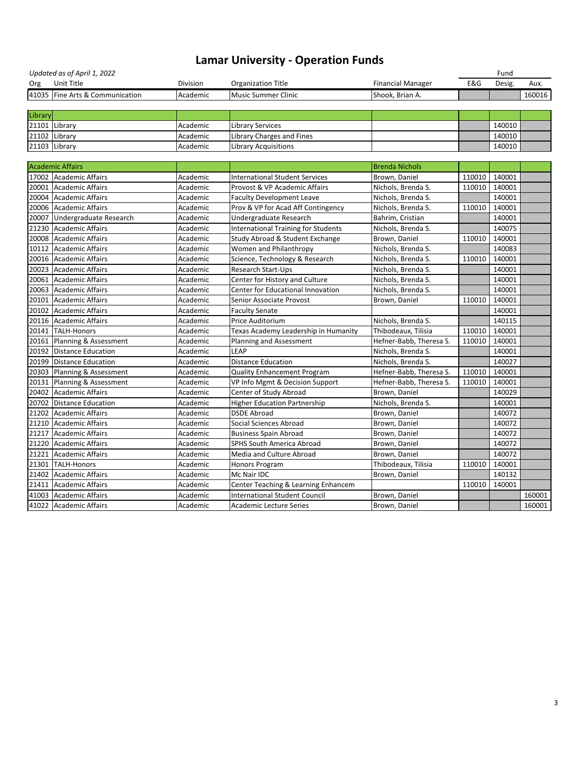# Lamar University - Operation Funds

*Updated as of April 1, 2022*

| Org | Unit Title | Division | Organization Title | Financial Manager | Fund E&G | Fund Desig. | Fund Aux. |
|---|---|---|---|---|---|---|---|
| 41035 | Fine Arts & Communication | Academic | Music Summer Clinic | Shook, Brian A. | | | 160016 |
| Library | | | | | | | |
| 21101 | Library | Academic | Library Services | | | 140010 | |
| 21102 | Library | Academic | Library Charges and Fines | | | 140010 | |
| 21103 | Library | Academic | Library Acquisitions | | | 140010 | |
| Academic Affairs | | | | Brenda Nichols | | | |
| 17002 | Academic Affairs | Academic | International Student Services | Brown, Daniel | 110010 | 140001 | |
| 20001 | Academic Affairs | Academic | Provost & VP Academic Affairs | Nichols, Brenda S. | 110010 | 140001 | |
| 20004 | Academic Affairs | Academic | Faculty Development Leave | Nichols, Brenda S. | | 140001 | |
| 20006 | Academic Affairs | Academic | Prov & VP for Acad Aff Contingency | Nichols, Brenda S. | 110010 | 140001 | |
| 20007 | Undergraduate Research | Academic | Undergraduate Research | Bahrim, Cristian | | 140001 | |
| 21230 | Academic Affairs | Academic | International Training for Students | Nichols, Brenda S. | | 140075 | |
| 20008 | Academic Affairs | Academic | Study Abroad & Student Exchange | Brown, Daniel | 110010 | 140001 | |
| 10112 | Academic Affairs | Academic | Women and Philanthropy | Nichols, Brenda S. | | 140083 | |
| 20016 | Academic Affairs | Academic | Science, Technology & Research | Nichols, Brenda S. | 110010 | 140001 | |
| 20023 | Academic Affairs | Academic | Research Start-Ups | Nichols, Brenda S. | | 140001 | |
| 20061 | Academic Affairs | Academic | Center for History and Culture | Nichols, Brenda S. | | 140001 | |
| 20063 | Academic Affairs | Academic | Center for Educational Innovation | Nichols, Brenda S. | | 140001 | |
| 20101 | Academic Affairs | Academic | Senior Associate Provost | Brown, Daniel | 110010 | 140001 | |
| 20102 | Academic Affairs | Academic | Faculty Senate | | | 140001 | |
| 20116 | Academic Affairs | Academic | Price Auditorium | Nichols, Brenda S. | | 140115 | |
| 20141 | TALH-Honors | Academic | Texas Academy Leadership in Humanity | Thibodeaux, Tilisia | 110010 | 140001 | |
| 20161 | Planning & Assessment | Academic | Planning and Assessment | Hefner-Babb, Theresa S. | 110010 | 140001 | |
| 20192 | Distance Education | Academic | LEAP | Nichols, Brenda S. | | 140001 | |
| 20199 | Distance Education | Academic | Distance Education | Nichols, Brenda S. | | 140027 | |
| 20303 | Planning & Assessment | Academic | Quality Enhancement Program | Hefner-Babb, Theresa S. | 110010 | 140001 | |
| 20131 | Planning & Assessment | Academic | VP Info Mgmt & Decision Support | Hefner-Babb, Theresa S. | 110010 | 140001 | |
| 20402 | Academic Affairs | Academic | Center of Study Abroad | Brown, Daniel | | 140029 | |
| 20702 | Distance Education | Academic | Higher Education Partnership | Nichols, Brenda S. | | 140001 | |
| 21202 | Academic Affairs | Academic | DSDE Abroad | Brown, Daniel | | 140072 | |
| 21210 | Academic Affairs | Academic | Social Sciences Abroad | Brown, Daniel | | 140072 | |
| 21217 | Academic Affairs | Academic | Business Spain Abroad | Brown, Daniel | | 140072 | |
| 21220 | Academic Affairs | Academic | SPHS South America Abroad | Brown, Daniel | | 140072 | |
| 21221 | Academic Affairs | Academic | Media and Culture Abroad | Brown, Daniel | | 140072 | |
| 21301 | TALH-Honors | Academic | Honors Program | Thibodeaux, Tilisia | 110010 | 140001 | |
| 21402 | Academic Affairs | Academic | Mc Nair IDC | Brown, Daniel | | 140132 | |
| 21411 | Academic Affairs | Academic | Center Teaching & Learning Enhancem | | 110010 | 140001 | |
| 41003 | Academic Affairs | Academic | International Student Council | Brown, Daniel | | | 160001 |
| 41022 | Academic Affairs | Academic | Academic Lecture Series | Brown, Daniel | | | 160001 |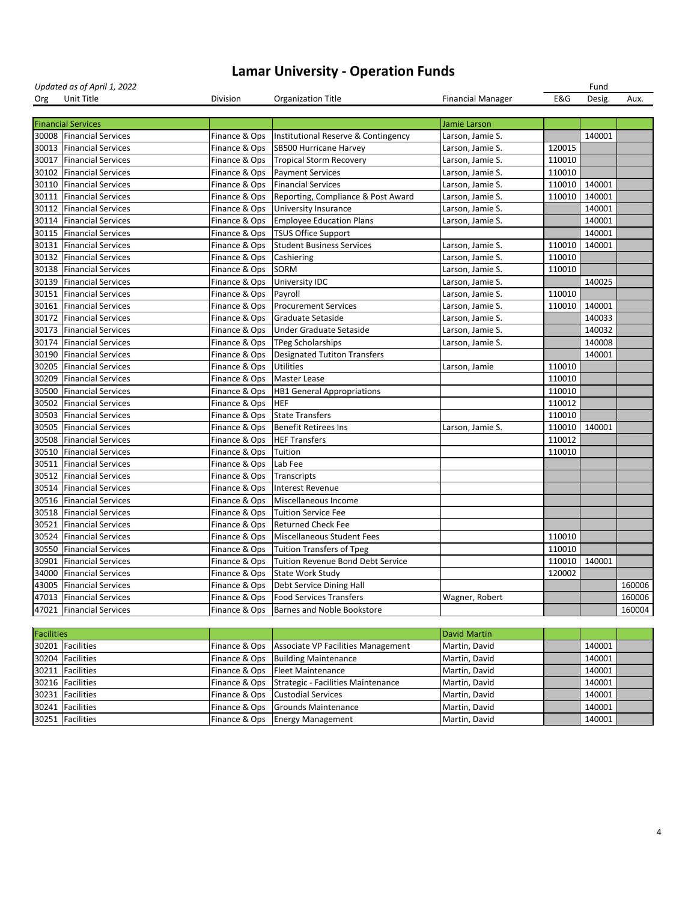# Lamar University - Operation Funds

*Updated as of April 1, 2022*

| Org | Unit Title | Division | Organization Title | Financial Manager | Fund E&G | Fund Desig. | Fund Aux. |
|---|---|---|---|---|---|---|---|
| **Financial Services** | | | | Jamie Larson | | | |
| 30008 | Financial Services | Finance & Ops | Institutional Reserve & Contingency | Larson, Jamie S. | | 140001 | |
| 30013 | Financial Services | Finance & Ops | SB500 Hurricane Harvey | Larson, Jamie S. | 120015 | | |
| 30017 | Financial Services | Finance & Ops | Tropical Storm Recovery | Larson, Jamie S. | 110010 | | |
| 30102 | Financial Services | Finance & Ops | Payment Services | Larson, Jamie S. | 110010 | | |
| 30110 | Financial Services | Finance & Ops | Financial Services | Larson, Jamie S. | 110010 | 140001 | |
| 30111 | Financial Services | Finance & Ops | Reporting, Compliance & Post Award | Larson, Jamie S. | 110010 | 140001 | |
| 30112 | Financial Services | Finance & Ops | University Insurance | Larson, Jamie S. | | 140001 | |
| 30114 | Financial Services | Finance & Ops | Employee Education Plans | Larson, Jamie S. | | 140001 | |
| 30115 | Financial Services | Finance & Ops | TSUS Office Support | | | 140001 | |
| 30131 | Financial Services | Finance & Ops | Student Business Services | Larson, Jamie S. | 110010 | 140001 | |
| 30132 | Financial Services | Finance & Ops | Cashiering | Larson, Jamie S. | 110010 | | |
| 30138 | Financial Services | Finance & Ops | SORM | Larson, Jamie S. | 110010 | | |
| 30139 | Financial Services | Finance & Ops | University IDC | Larson, Jamie S. | | 140025 | |
| 30151 | Financial Services | Finance & Ops | Payroll | Larson, Jamie S. | 110010 | | |
| 30161 | Financial Services | Finance & Ops | Procurement Services | Larson, Jamie S. | 110010 | 140001 | |
| 30172 | Financial Services | Finance & Ops | Graduate Setaside | Larson, Jamie S. | | 140033 | |
| 30173 | Financial Services | Finance & Ops | Under Graduate Setaside | Larson, Jamie S. | | 140032 | |
| 30174 | Financial Services | Finance & Ops | TPeg Scholarships | Larson, Jamie S. | | 140008 | |
| 30190 | Financial Services | Finance & Ops | Designated Tutiton Transfers | | | 140001 | |
| 30205 | Financial Services | Finance & Ops | Utilities | Larson, Jamie | 110010 | | |
| 30209 | Financial Services | Finance & Ops | Master Lease | | 110010 | | |
| 30500 | Financial Services | Finance & Ops | HB1 General Appropriations | | 110010 | | |
| 30502 | Financial Services | Finance & Ops | HEF | | 110012 | | |
| 30503 | Financial Services | Finance & Ops | State Transfers | | 110010 | | |
| 30505 | Financial Services | Finance & Ops | Benefit Retirees Ins | Larson, Jamie S. | 110010 | 140001 | |
| 30508 | Financial Services | Finance & Ops | HEF Transfers | | 110012 | | |
| 30510 | Financial Services | Finance & Ops | Tuition | | 110010 | | |
| 30511 | Financial Services | Finance & Ops | Lab Fee | | | | |
| 30512 | Financial Services | Finance & Ops | Transcripts | | | | |
| 30514 | Financial Services | Finance & Ops | Interest Revenue | | | | |
| 30516 | Financial Services | Finance & Ops | Miscellaneous Income | | | | |
| 30518 | Financial Services | Finance & Ops | Tuition Service Fee | | | | |
| 30521 | Financial Services | Finance & Ops | Returned Check Fee | | | | |
| 30524 | Financial Services | Finance & Ops | Miscellaneous Student Fees | | 110010 | | |
| 30550 | Financial Services | Finance & Ops | Tuition Transfers of Tpeg | | 110010 | | |
| 30901 | Financial Services | Finance & Ops | Tuition Revenue Bond Debt Service | | 110010 | 140001 | |
| 34000 | Financial Services | Finance & Ops | State Work Study | | 120002 | | |
| 43005 | Financial Services | Finance & Ops | Debt Service Dining Hall | | | | 160006 |
| 47013 | Financial Services | Finance & Ops | Food Services Transfers | Wagner, Robert | | | 160006 |
| 47021 | Financial Services | Finance & Ops | Barnes and Noble Bookstore | | | | 160004 |
| **Facilities** | | | | David Martin | | | |
| 30201 | Facilities | Finance & Ops | Associate VP Facilities Management | Martin, David | | 140001 | |
| 30204 | Facilities | Finance & Ops | Building Maintenance | Martin, David | | 140001 | |
| 30211 | Facilities | Finance & Ops | Fleet Maintenance | Martin, David | | 140001 | |
| 30216 | Facilities | Finance & Ops | Strategic - Facilities Maintenance | Martin, David | | 140001 | |
| 30231 | Facilities | Finance & Ops | Custodial Services | Martin, David | | 140001 | |
| 30241 | Facilities | Finance & Ops | Grounds Maintenance | Martin, David | | 140001 | |
| 30251 | Facilities | Finance & Ops | Energy Management | Martin, David | | 140001 | |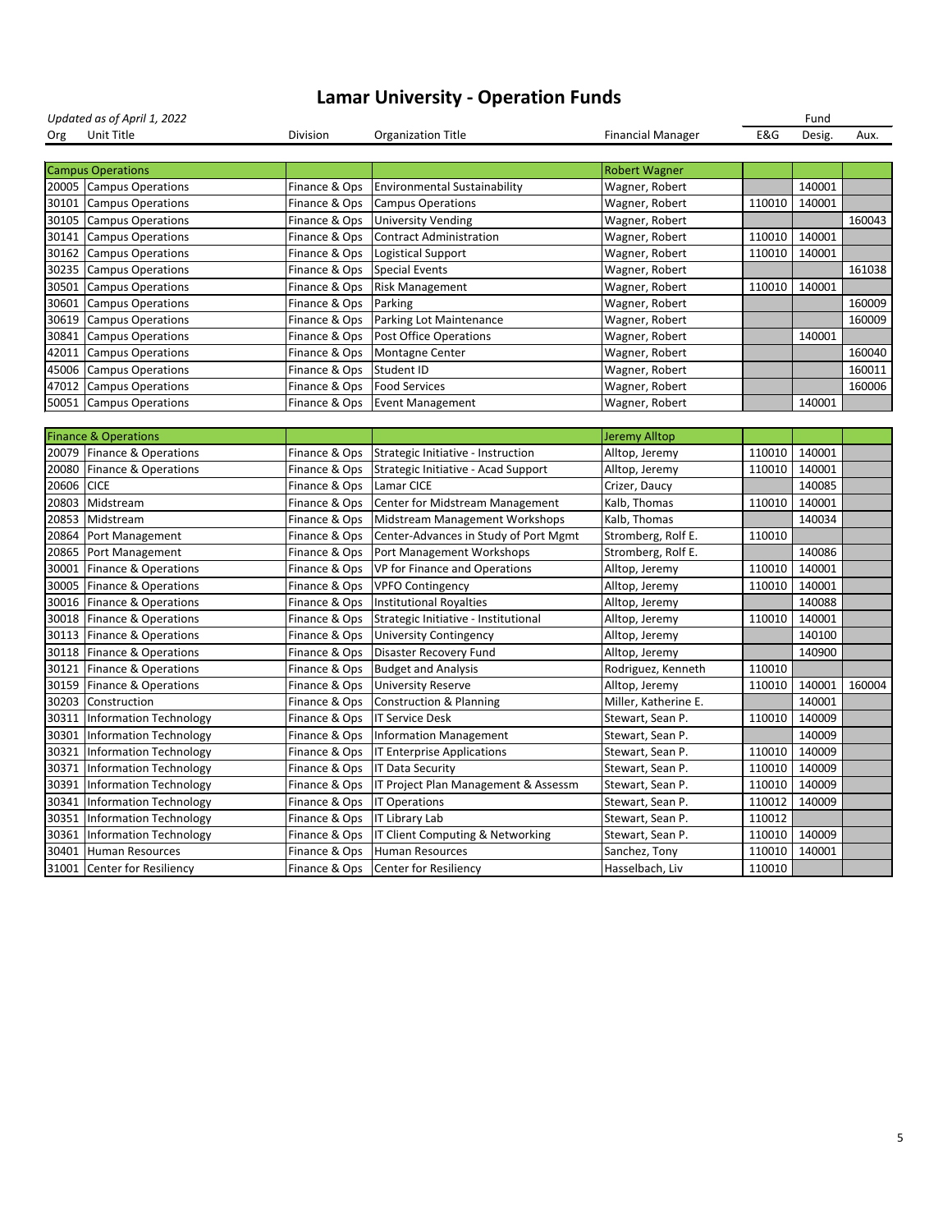# Lamar University - Operation Funds

*Updated as of April 1, 2022*

| Org | Unit Title | Division | Organization Title | Financial Manager | Fund E&G | Fund Desig. | Fund Aux. |
|---|---|---|---|---|---|---|---|
| | Campus Operations | | | Robert Wagner | | | |
| 20005 | Campus Operations | Finance & Ops | Environmental Sustainability | Wagner, Robert | | 140001 | |
| 30101 | Campus Operations | Finance & Ops | Campus Operations | Wagner, Robert | 110010 | 140001 | |
| 30105 | Campus Operations | Finance & Ops | University Vending | Wagner, Robert | | | 160043 |
| 30141 | Campus Operations | Finance & Ops | Contract Administration | Wagner, Robert | 110010 | 140001 | |
| 30162 | Campus Operations | Finance & Ops | Logistical Support | Wagner, Robert | 110010 | 140001 | |
| 30235 | Campus Operations | Finance & Ops | Special Events | Wagner, Robert | | | 161038 |
| 30501 | Campus Operations | Finance & Ops | Risk Management | Wagner, Robert | 110010 | 140001 | |
| 30601 | Campus Operations | Finance & Ops | Parking | Wagner, Robert | | | 160009 |
| 30619 | Campus Operations | Finance & Ops | Parking Lot Maintenance | Wagner, Robert | | | 160009 |
| 30841 | Campus Operations | Finance & Ops | Post Office Operations | Wagner, Robert | | 140001 | |
| 42011 | Campus Operations | Finance & Ops | Montagne Center | Wagner, Robert | | | 160040 |
| 45006 | Campus Operations | Finance & Ops | Student ID | Wagner, Robert | | | 160011 |
| 47012 | Campus Operations | Finance & Ops | Food Services | Wagner, Robert | | | 160006 |
| 50051 | Campus Operations | Finance & Ops | Event Management | Wagner, Robert | | 140001 | |

| Org | Unit Title | Division | Organization Title | Financial Manager | Fund E&G | Fund Desig. | Fund Aux. |
|---|---|---|---|---|---|---|---|
| | Finance & Operations | | | Jeremy Alltop | | | |
| 20079 | Finance & Operations | Finance & Ops | Strategic Initiative - Instruction | Alltop, Jeremy | 110010 | 140001 | |
| 20080 | Finance & Operations | Finance & Ops | Strategic Initiative - Acad Support | Alltop, Jeremy | 110010 | 140001 | |
| 20606 | CICE | Finance & Ops | Lamar CICE | Crizer, Daucy | | 140085 | |
| 20803 | Midstream | Finance & Ops | Center for Midstream Management | Kalb, Thomas | 110010 | 140001 | |
| 20853 | Midstream | Finance & Ops | Midstream Management Workshops | Kalb, Thomas | | 140034 | |
| 20864 | Port Management | Finance & Ops | Center-Advances in Study of Port Mgmt | Stromberg, Rolf E. | 110010 | | |
| 20865 | Port Management | Finance & Ops | Port Management Workshops | Stromberg, Rolf E. | | 140086 | |
| 30001 | Finance & Operations | Finance & Ops | VP for Finance and Operations | Alltop, Jeremy | 110010 | 140001 | |
| 30005 | Finance & Operations | Finance & Ops | VPFO Contingency | Alltop, Jeremy | 110010 | 140001 | |
| 30016 | Finance & Operations | Finance & Ops | Institutional Royalties | Alltop, Jeremy | | 140088 | |
| 30018 | Finance & Operations | Finance & Ops | Strategic Initiative - Institutional | Alltop, Jeremy | 110010 | 140001 | |
| 30113 | Finance & Operations | Finance & Ops | University Contingency | Alltop, Jeremy | | 140100 | |
| 30118 | Finance & Operations | Finance & Ops | Disaster Recovery Fund | Alltop, Jeremy | | 140900 | |
| 30121 | Finance & Operations | Finance & Ops | Budget and Analysis | Rodriguez, Kenneth | 110010 | | |
| 30159 | Finance & Operations | Finance & Ops | University Reserve | Alltop, Jeremy | 110010 | 140001 | 160004 |
| 30203 | Construction | Finance & Ops | Construction & Planning | Miller, Katherine E. | | 140001 | |
| 30311 | Information Technology | Finance & Ops | IT Service Desk | Stewart, Sean P. | 110010 | 140009 | |
| 30301 | Information Technology | Finance & Ops | Information Management | Stewart, Sean P. | | 140009 | |
| 30321 | Information Technology | Finance & Ops | IT Enterprise Applications | Stewart, Sean P. | 110010 | 140009 | |
| 30371 | Information Technology | Finance & Ops | IT Data Security | Stewart, Sean P. | 110010 | 140009 | |
| 30391 | Information Technology | Finance & Ops | IT Project Plan Management & Assessm | Stewart, Sean P. | 110010 | 140009 | |
| 30341 | Information Technology | Finance & Ops | IT Operations | Stewart, Sean P. | 110012 | 140009 | |
| 30351 | Information Technology | Finance & Ops | IT Library Lab | Stewart, Sean P. | 110012 | | |
| 30361 | Information Technology | Finance & Ops | IT Client Computing & Networking | Stewart, Sean P. | 110010 | 140009 | |
| 30401 | Human Resources | Finance & Ops | Human Resources | Sanchez, Tony | 110010 | 140001 | |
| 31001 | Center for Resiliency | Finance & Ops | Center for Resiliency | Hasselbach, Liv | 110010 | | |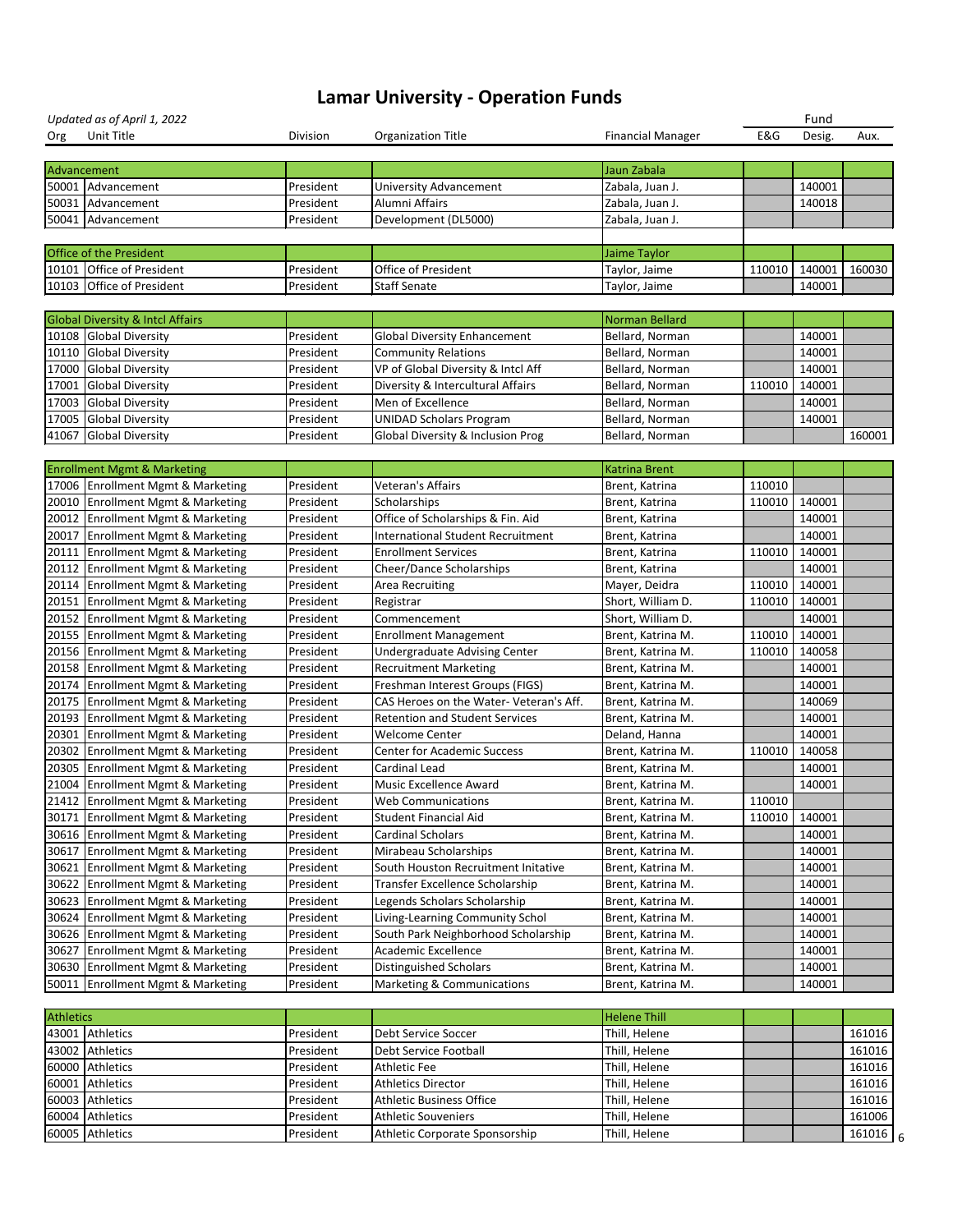# Lamar University - Operation Funds

*Updated as of April 1, 2022*

| Org | Unit Title | Division | Organization Title | Financial Manager | E&G | Fund Desig. | Aux. |
|---|---|---|---|---|---|---|---|
| Advancement | | | | Jaun Zabala | | | |
| 50001 | Advancement | President | University Advancement | Zabala, Juan J. | | 140001 | |
| 50031 | Advancement | President | Alumni Affairs | Zabala, Juan J. | | 140018 | |
| 50041 | Advancement | President | Development (DL5000) | Zabala, Juan J. | | | |
| Office of the President | | | | Jaime Taylor | | | |
| 10101 | Office of President | President | Office of President | Taylor, Jaime | 110010 | 140001 | 160030 |
| 10103 | Office of President | President | Staff Senate | Taylor, Jaime | | 140001 | |
| Global Diversity & Intcl Affairs | | | | Norman Bellard | | | |
| 10108 | Global Diversity | President | Global Diversity Enhancement | Bellard, Norman | | 140001 | |
| 10110 | Global Diversity | President | Community Relations | Bellard, Norman | | 140001 | |
| 17000 | Global Diversity | President | VP of Global Diversity & Intcl Aff | Bellard, Norman | | 140001 | |
| 17001 | Global Diversity | President | Diversity & Intercultural Affairs | Bellard, Norman | 110010 | 140001 | |
| 17003 | Global Diversity | President | Men of Excellence | Bellard, Norman | | 140001 | |
| 17005 | Global Diversity | President | UNIDAD Scholars Program | Bellard, Norman | | 140001 | |
| 41067 | Global Diversity | President | Global Diversity & Inclusion Prog | Bellard, Norman | | | 160001 |
| Enrollment Mgmt & Marketing | | | | Katrina Brent | | | |
| 17006 | Enrollment Mgmt & Marketing | President | Veteran's Affairs | Brent, Katrina | 110010 | | |
| 20010 | Enrollment Mgmt & Marketing | President | Scholarships | Brent, Katrina | 110010 | 140001 | |
| 20012 | Enrollment Mgmt & Marketing | President | Office of Scholarships & Fin. Aid | Brent, Katrina | | 140001 | |
| 20017 | Enrollment Mgmt & Marketing | President | International Student Recruitment | Brent, Katrina | | 140001 | |
| 20111 | Enrollment Mgmt & Marketing | President | Enrollment Services | Brent, Katrina | 110010 | 140001 | |
| 20112 | Enrollment Mgmt & Marketing | President | Cheer/Dance Scholarships | Brent, Katrina | | 140001 | |
| 20114 | Enrollment Mgmt & Marketing | President | Area Recruiting | Mayer, Deidra | 110010 | 140001 | |
| 20151 | Enrollment Mgmt & Marketing | President | Registrar | Short, William D. | 110010 | 140001 | |
| 20152 | Enrollment Mgmt & Marketing | President | Commencement | Short, William D. | | 140001 | |
| 20155 | Enrollment Mgmt & Marketing | President | Enrollment Management | Brent, Katrina M. | 110010 | 140001 | |
| 20156 | Enrollment Mgmt & Marketing | President | Undergraduate Advising Center | Brent, Katrina M. | 110010 | 140058 | |
| 20158 | Enrollment Mgmt & Marketing | President | Recruitment Marketing | Brent, Katrina M. | | 140001 | |
| 20174 | Enrollment Mgmt & Marketing | President | Freshman Interest Groups (FIGS) | Brent, Katrina M. | | 140001 | |
| 20175 | Enrollment Mgmt & Marketing | President | CAS Heroes on the Water- Veteran's Aff. | Brent, Katrina M. | | 140069 | |
| 20193 | Enrollment Mgmt & Marketing | President | Retention and Student Services | Brent, Katrina M. | | 140001 | |
| 20301 | Enrollment Mgmt & Marketing | President | Welcome Center | Deland, Hanna | | 140001 | |
| 20302 | Enrollment Mgmt & Marketing | President | Center for Academic Success | Brent, Katrina M. | 110010 | 140058 | |
| 20305 | Enrollment Mgmt & Marketing | President | Cardinal Lead | Brent, Katrina M. | | 140001 | |
| 21004 | Enrollment Mgmt & Marketing | President | Music Excellence Award | Brent, Katrina M. | | 140001 | |
| 21412 | Enrollment Mgmt & Marketing | President | Web Communications | Brent, Katrina M. | 110010 | | |
| 30171 | Enrollment Mgmt & Marketing | President | Student Financial Aid | Brent, Katrina M. | 110010 | 140001 | |
| 30616 | Enrollment Mgmt & Marketing | President | Cardinal Scholars | Brent, Katrina M. | | 140001 | |
| 30617 | Enrollment Mgmt & Marketing | President | Mirabeau Scholarships | Brent, Katrina M. | | 140001 | |
| 30621 | Enrollment Mgmt & Marketing | President | South Houston Recruitment Initative | Brent, Katrina M. | | 140001 | |
| 30622 | Enrollment Mgmt & Marketing | President | Transfer Excellence Scholarship | Brent, Katrina M. | | 140001 | |
| 30623 | Enrollment Mgmt & Marketing | President | Legends Scholars Scholarship | Brent, Katrina M. | | 140001 | |
| 30624 | Enrollment Mgmt & Marketing | President | Living-Learning Community Schol | Brent, Katrina M. | | 140001 | |
| 30626 | Enrollment Mgmt & Marketing | President | South Park Neighborhood Scholarship | Brent, Katrina M. | | 140001 | |
| 30627 | Enrollment Mgmt & Marketing | President | Academic Excellence | Brent, Katrina M. | | 140001 | |
| 30630 | Enrollment Mgmt & Marketing | President | Distinguished Scholars | Brent, Katrina M. | | 140001 | |
| 50011 | Enrollment Mgmt & Marketing | President | Marketing & Communications | Brent, Katrina M. | | 140001 | |
| Athletics | | | | Helene Thill | | | |
| 43001 | Athletics | President | Debt Service Soccer | Thill, Helene | | | 161016 |
| 43002 | Athletics | President | Debt Service Football | Thill, Helene | | | 161016 |
| 60000 | Athletics | President | Athletic Fee | Thill, Helene | | | 161016 |
| 60001 | Athletics | President | Athletics Director | Thill, Helene | | | 161016 |
| 60003 | Athletics | President | Athletic Business Office | Thill, Helene | | | 161016 |
| 60004 | Athletics | President | Athletic Souveniers | Thill, Helene | | | 161006 |
| 60005 | Athletics | President | Athletic Corporate Sponsorship | Thill, Helene | | | 161016 |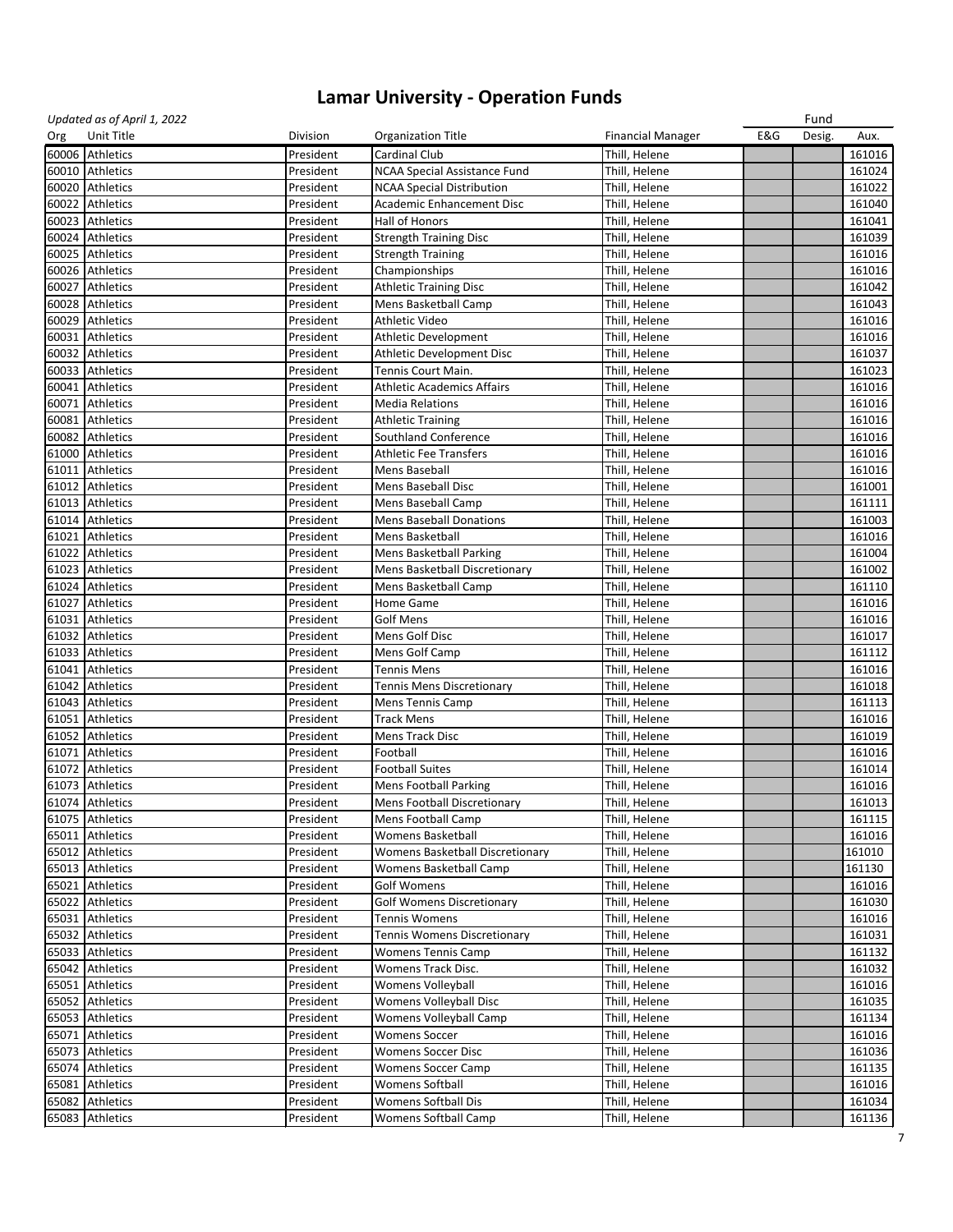# Lamar University - Operation Funds

*Updated as of April 1, 2022*

| Org | Unit Title | Division | Organization Title | Financial Manager | Fund E&G | Fund Desig. | Fund Aux. |
|---|---|---|---|---|---|---|---|
| 60006 | Athletics | President | Cardinal Club | Thill, Helene | | | 161016 |
| 60010 | Athletics | President | NCAA Special Assistance Fund | Thill, Helene | | | 161024 |
| 60020 | Athletics | President | NCAA Special Distribution | Thill, Helene | | | 161022 |
| 60022 | Athletics | President | Academic Enhancement Disc | Thill, Helene | | | 161040 |
| 60023 | Athletics | President | Hall of Honors | Thill, Helene | | | 161041 |
| 60024 | Athletics | President | Strength Training Disc | Thill, Helene | | | 161039 |
| 60025 | Athletics | President | Strength Training | Thill, Helene | | | 161016 |
| 60026 | Athletics | President | Championships | Thill, Helene | | | 161016 |
| 60027 | Athletics | President | Athletic Training Disc | Thill, Helene | | | 161042 |
| 60028 | Athletics | President | Mens Basketball Camp | Thill, Helene | | | 161043 |
| 60029 | Athletics | President | Athletic Video | Thill, Helene | | | 161016 |
| 60031 | Athletics | President | Athletic Development | Thill, Helene | | | 161016 |
| 60032 | Athletics | President | Athletic Development Disc | Thill, Helene | | | 161037 |
| 60033 | Athletics | President | Tennis Court Main. | Thill, Helene | | | 161023 |
| 60041 | Athletics | President | Athletic Academics Affairs | Thill, Helene | | | 161016 |
| 60071 | Athletics | President | Media Relations | Thill, Helene | | | 161016 |
| 60081 | Athletics | President | Athletic Training | Thill, Helene | | | 161016 |
| 60082 | Athletics | President | Southland Conference | Thill, Helene | | | 161016 |
| 61000 | Athletics | President | Athletic Fee Transfers | Thill, Helene | | | 161016 |
| 61011 | Athletics | President | Mens Baseball | Thill, Helene | | | 161016 |
| 61012 | Athletics | President | Mens Baseball Disc | Thill, Helene | | | 161001 |
| 61013 | Athletics | President | Mens Baseball Camp | Thill, Helene | | | 161111 |
| 61014 | Athletics | President | Mens Baseball Donations | Thill, Helene | | | 161003 |
| 61021 | Athletics | President | Mens Basketball | Thill, Helene | | | 161016 |
| 61022 | Athletics | President | Mens Basketball Parking | Thill, Helene | | | 161004 |
| 61023 | Athletics | President | Mens Basketball Discretionary | Thill, Helene | | | 161002 |
| 61024 | Athletics | President | Mens Basketball Camp | Thill, Helene | | | 161110 |
| 61027 | Athletics | President | Home Game | Thill, Helene | | | 161016 |
| 61031 | Athletics | President | Golf Mens | Thill, Helene | | | 161016 |
| 61032 | Athletics | President | Mens Golf Disc | Thill, Helene | | | 161017 |
| 61033 | Athletics | President | Mens Golf Camp | Thill, Helene | | | 161112 |
| 61041 | Athletics | President | Tennis Mens | Thill, Helene | | | 161016 |
| 61042 | Athletics | President | Tennis Mens Discretionary | Thill, Helene | | | 161018 |
| 61043 | Athletics | President | Mens Tennis Camp | Thill, Helene | | | 161113 |
| 61051 | Athletics | President | Track Mens | Thill, Helene | | | 161016 |
| 61052 | Athletics | President | Mens Track Disc | Thill, Helene | | | 161019 |
| 61071 | Athletics | President | Football | Thill, Helene | | | 161016 |
| 61072 | Athletics | President | Football Suites | Thill, Helene | | | 161014 |
| 61073 | Athletics | President | Mens Football Parking | Thill, Helene | | | 161016 |
| 61074 | Athletics | President | Mens Football Discretionary | Thill, Helene | | | 161013 |
| 61075 | Athletics | President | Mens Football Camp | Thill, Helene | | | 161115 |
| 65011 | Athletics | President | Womens Basketball | Thill, Helene | | | 161016 |
| 65012 | Athletics | President | Womens Basketball Discretionary | Thill, Helene | | | 161010 |
| 65013 | Athletics | President | Womens Basketball Camp | Thill, Helene | | | 161130 |
| 65021 | Athletics | President | Golf Womens | Thill, Helene | | | 161016 |
| 65022 | Athletics | President | Golf Womens Discretionary | Thill, Helene | | | 161030 |
| 65031 | Athletics | President | Tennis Womens | Thill, Helene | | | 161016 |
| 65032 | Athletics | President | Tennis Womens Discretionary | Thill, Helene | | | 161031 |
| 65033 | Athletics | President | Womens Tennis Camp | Thill, Helene | | | 161132 |
| 65042 | Athletics | President | Womens Track Disc. | Thill, Helene | | | 161032 |
| 65051 | Athletics | President | Womens Volleyball | Thill, Helene | | | 161016 |
| 65052 | Athletics | President | Womens Volleyball Disc | Thill, Helene | | | 161035 |
| 65053 | Athletics | President | Womens Volleyball Camp | Thill, Helene | | | 161134 |
| 65071 | Athletics | President | Womens Soccer | Thill, Helene | | | 161016 |
| 65073 | Athletics | President | Womens Soccer Disc | Thill, Helene | | | 161036 |
| 65074 | Athletics | President | Womens Soccer Camp | Thill, Helene | | | 161135 |
| 65081 | Athletics | President | Womens Softball | Thill, Helene | | | 161016 |
| 65082 | Athletics | President | Womens Softball Dis | Thill, Helene | | | 161034 |
| 65083 | Athletics | President | Womens Softball Camp | Thill, Helene | | | 161136 |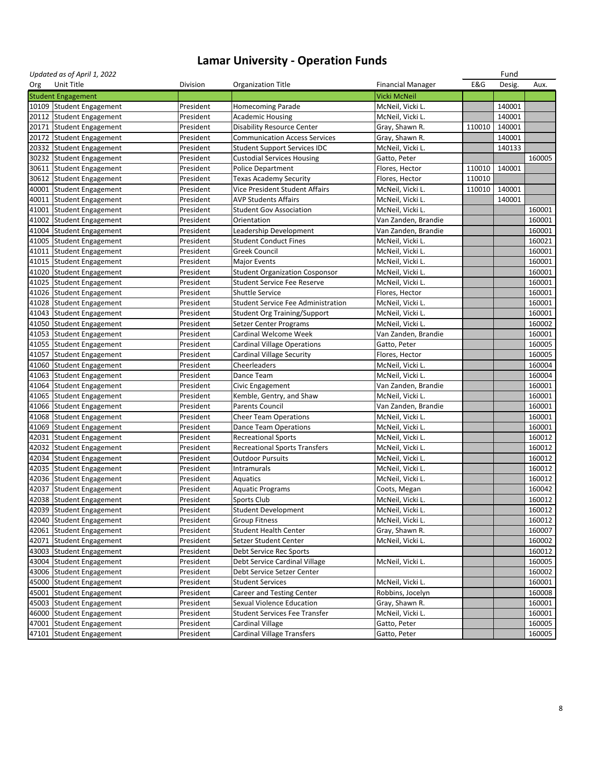# Lamar University - Operation Funds

*Updated as of April 1, 2022*

| Org | Unit Title | Division | Organization Title | Financial Manager | Fund E&G | Fund Desig. | Fund Aux. |
|---|---|---|---|---|---|---|---|
| Student Engagement | | | | Vicki McNeil | | | |
| 10109 | Student Engagement | President | Homecoming Parade | McNeil, Vicki L. | | 140001 | |
| 20112 | Student Engagement | President | Academic Housing | McNeil, Vicki L. | | 140001 | |
| 20171 | Student Engagement | President | Disability Resource Center | Gray, Shawn R. | 110010 | 140001 | |
| 20172 | Student Engagement | President | Communication Access Services | Gray, Shawn R. | | 140001 | |
| 20332 | Student Engagement | President | Student Support Services IDC | McNeil, Vicki L. | | 140133 | |
| 30232 | Student Engagement | President | Custodial Services Housing | Gatto, Peter | | | 160005 |
| 30611 | Student Engagement | President | Police Department | Flores, Hector | 110010 | 140001 | |
| 30612 | Student Engagement | President | Texas Academy Security | Flores, Hector | 110010 | | |
| 40001 | Student Engagement | President | Vice President Student Affairs | McNeil, Vicki L. | 110010 | 140001 | |
| 40011 | Student Engagement | President | AVP Students Affairs | McNeil, Vicki L. | | 140001 | |
| 41001 | Student Engagement | President | Student Gov Association | McNeil, Vicki L. | | | 160001 |
| 41002 | Student Engagement | President | Orientation | Van Zanden, Brandie | | | 160001 |
| 41004 | Student Engagement | President | Leadership Development | Van Zanden, Brandie | | | 160001 |
| 41005 | Student Engagement | President | Student Conduct Fines | McNeil, Vicki L. | | | 160021 |
| 41011 | Student Engagement | President | Greek Council | McNeil, Vicki L. | | | 160001 |
| 41015 | Student Engagement | President | Major Events | McNeil, Vicki L. | | | 160001 |
| 41020 | Student Engagement | President | Student Organization Cosponsor | McNeil, Vicki L. | | | 160001 |
| 41025 | Student Engagement | President | Student Service Fee Reserve | McNeil, Vicki L. | | | 160001 |
| 41026 | Student Engagement | President | Shuttle Service | Flores, Hector | | | 160001 |
| 41028 | Student Engagement | President | Student Service Fee Administration | McNeil, Vicki L. | | | 160001 |
| 41043 | Student Engagement | President | Student Org Training/Support | McNeil, Vicki L. | | | 160001 |
| 41050 | Student Engagement | President | Setzer Center Programs | McNeil, Vicki L. | | | 160002 |
| 41053 | Student Engagement | President | Cardinal Welcome Week | Van Zanden, Brandie | | | 160001 |
| 41055 | Student Engagement | President | Cardinal Village Operations | Gatto, Peter | | | 160005 |
| 41057 | Student Engagement | President | Cardinal Village Security | Flores, Hector | | | 160005 |
| 41060 | Student Engagement | President | Cheerleaders | McNeil, Vicki L. | | | 160004 |
| 41063 | Student Engagement | President | Dance Team | McNeil, Vicki L. | | | 160004 |
| 41064 | Student Engagement | President | Civic Engagement | Van Zanden, Brandie | | | 160001 |
| 41065 | Student Engagement | President | Kemble, Gentry, and Shaw | McNeil, Vicki L. | | | 160001 |
| 41066 | Student Engagement | President | Parents Council | Van Zanden, Brandie | | | 160001 |
| 41068 | Student Engagement | President | Cheer Team Operations | McNeil, Vicki L. | | | 160001 |
| 41069 | Student Engagement | President | Dance Team Operations | McNeil, Vicki L. | | | 160001 |
| 42031 | Student Engagement | President | Recreational Sports | McNeil, Vicki L. | | | 160012 |
| 42032 | Student Engagement | President | Recreational Sports Transfers | McNeil, Vicki L. | | | 160012 |
| 42034 | Student Engagement | President | Outdoor Pursuits | McNeil, Vicki L. | | | 160012 |
| 42035 | Student Engagement | President | Intramurals | McNeil, Vicki L. | | | 160012 |
| 42036 | Student Engagement | President | Aquatics | McNeil, Vicki L. | | | 160012 |
| 42037 | Student Engagement | President | Aquatic Programs | Coots, Megan | | | 160042 |
| 42038 | Student Engagement | President | Sports Club | McNeil, Vicki L. | | | 160012 |
| 42039 | Student Engagement | President | Student Development | McNeil, Vicki L. | | | 160012 |
| 42040 | Student Engagement | President | Group Fitness | McNeil, Vicki L. | | | 160012 |
| 42061 | Student Engagement | President | Student Health Center | Gray, Shawn R. | | | 160007 |
| 42071 | Student Engagement | President | Setzer Student Center | McNeil, Vicki L. | | | 160002 |
| 43003 | Student Engagement | President | Debt Service Rec Sports | | | | 160012 |
| 43004 | Student Engagement | President | Debt Service Cardinal Village | McNeil, Vicki L. | | | 160005 |
| 43006 | Student Engagement | President | Debt Service Setzer Center | | | | 160002 |
| 45000 | Student Engagement | President | Student Services | McNeil, Vicki L. | | | 160001 |
| 45001 | Student Engagement | President | Career and Testing Center | Robbins, Jocelyn | | | 160008 |
| 45003 | Student Engagement | President | Sexual Violence Education | Gray, Shawn R. | | | 160001 |
| 46000 | Student Engagement | President | Student Services Fee Transfer | McNeil, Vicki L. | | | 160001 |
| 47001 | Student Engagement | President | Cardinal Village | Gatto, Peter | | | 160005 |
| 47101 | Student Engagement | President | Cardinal Village Transfers | Gatto, Peter | | | 160005 |